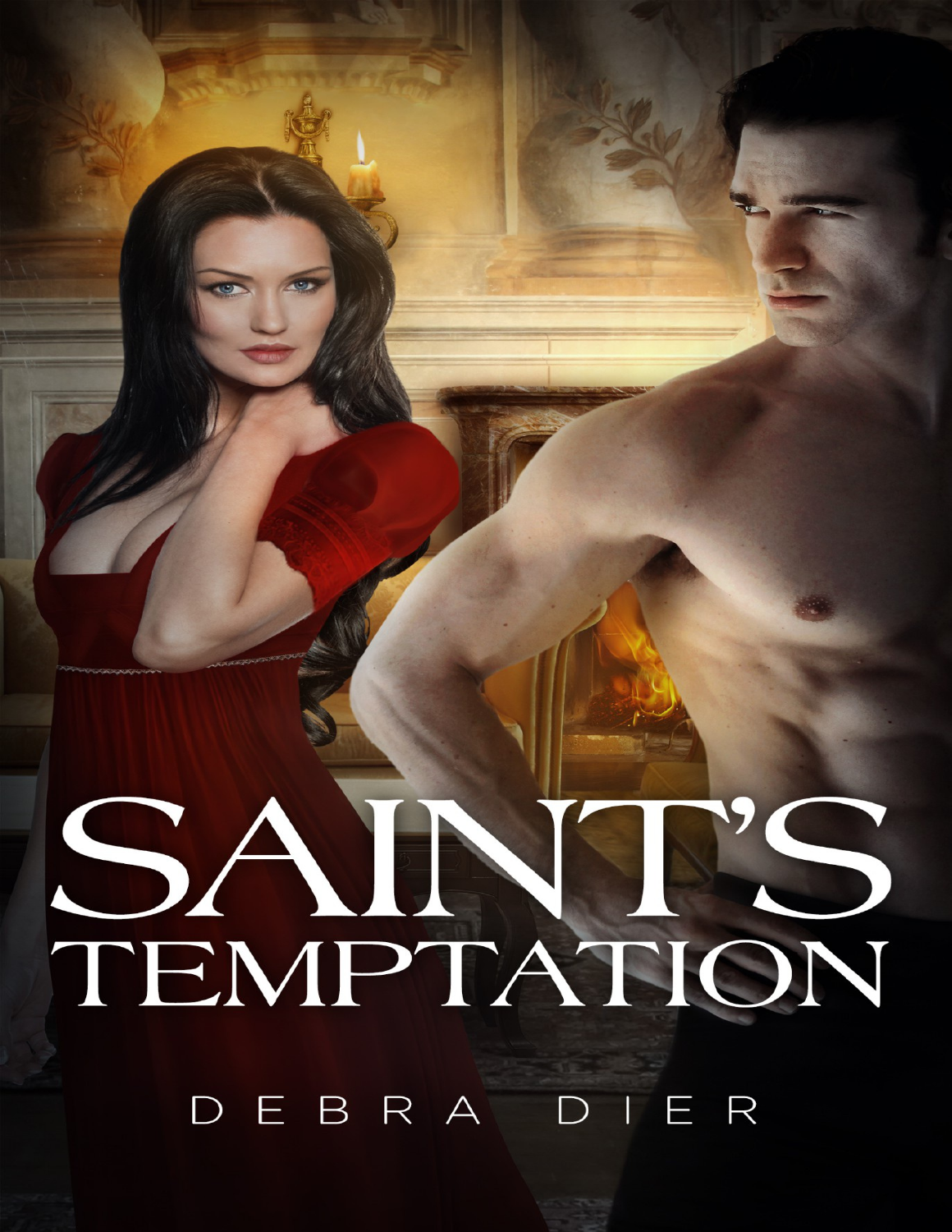# SAINT'S TEMPTATION

DEBRA DIER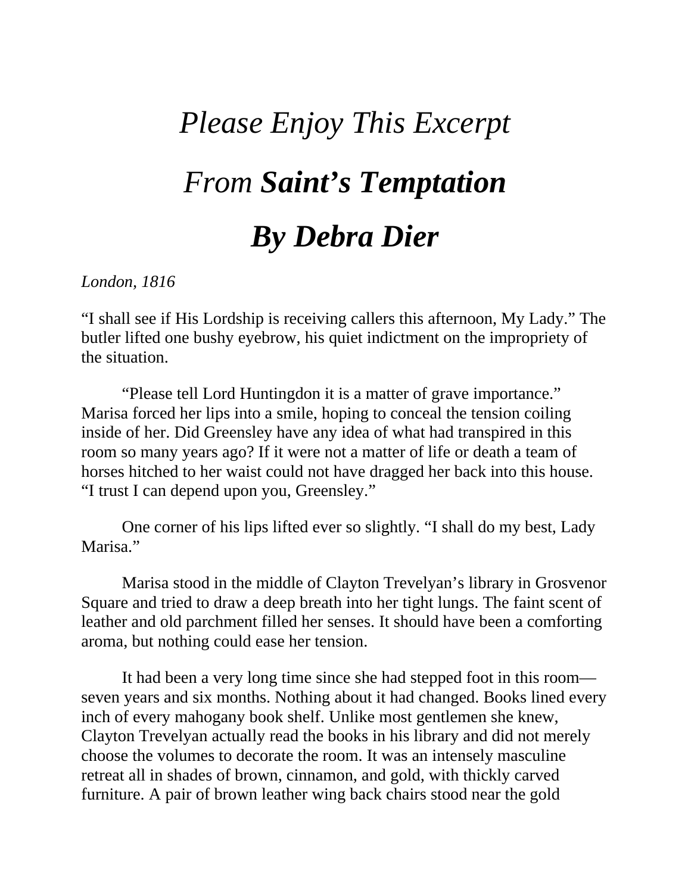# *Please Enjoy This Excerpt*

# *From **Saint's Temptation***

# ***By Debra Dier***

*London, 1816*

"I shall see if His Lordship is receiving callers this afternoon, My Lady." The butler lifted one bushy eyebrow, his quiet indictment on the impropriety of the situation.

"Please tell Lord Huntingdon it is a matter of grave importance." Marisa forced her lips into a smile, hoping to conceal the tension coiling inside of her. Did Greensley have any idea of what had transpired in this room so many years ago? If it were not a matter of life or death a team of horses hitched to her waist could not have dragged her back into this house. "I trust I can depend upon you, Greensley."

One corner of his lips lifted ever so slightly. "I shall do my best, Lady Marisa."

Marisa stood in the middle of Clayton Trevelyan's library in Grosvenor Square and tried to draw a deep breath into her tight lungs. The faint scent of leather and old parchment filled her senses. It should have been a comforting aroma, but nothing could ease her tension.

It had been a very long time since she had stepped foot in this room—seven years and six months. Nothing about it had changed. Books lined every inch of every mahogany book shelf. Unlike most gentlemen she knew, Clayton Trevelyan actually read the books in his library and did not merely choose the volumes to decorate the room. It was an intensely masculine retreat all in shades of brown, cinnamon, and gold, with thickly carved furniture. A pair of brown leather wing back chairs stood near the gold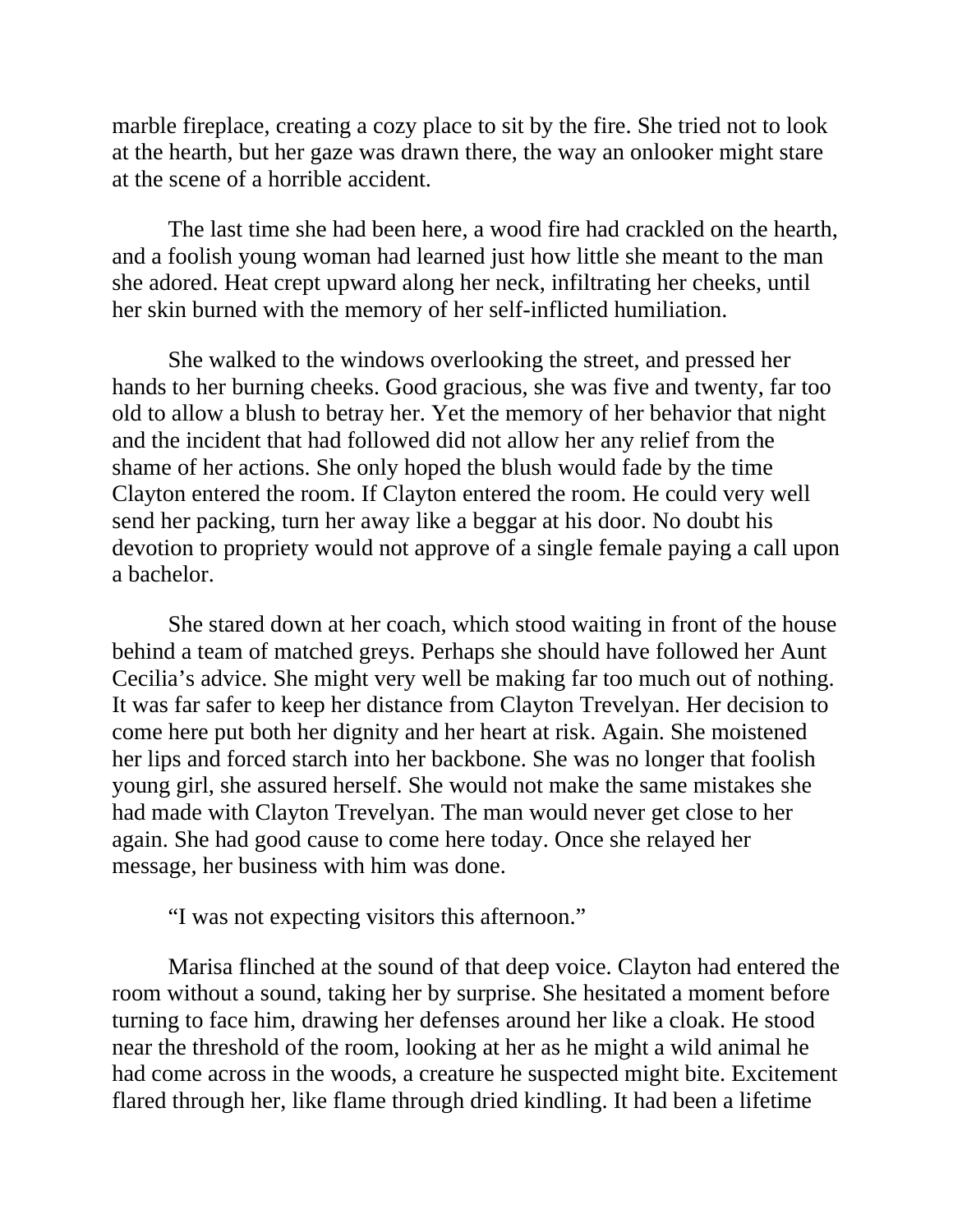marble fireplace, creating a cozy place to sit by the fire. She tried not to look at the hearth, but her gaze was drawn there, the way an onlooker might stare at the scene of a horrible accident.

The last time she had been here, a wood fire had crackled on the hearth, and a foolish young woman had learned just how little she meant to the man she adored. Heat crept upward along her neck, infiltrating her cheeks, until her skin burned with the memory of her self-inflicted humiliation.

She walked to the windows overlooking the street, and pressed her hands to her burning cheeks. Good gracious, she was five and twenty, far too old to allow a blush to betray her. Yet the memory of her behavior that night and the incident that had followed did not allow her any relief from the shame of her actions. She only hoped the blush would fade by the time Clayton entered the room. If Clayton entered the room. He could very well send her packing, turn her away like a beggar at his door. No doubt his devotion to propriety would not approve of a single female paying a call upon a bachelor.

She stared down at her coach, which stood waiting in front of the house behind a team of matched greys. Perhaps she should have followed her Aunt Cecilia's advice. She might very well be making far too much out of nothing. It was far safer to keep her distance from Clayton Trevelyan. Her decision to come here put both her dignity and her heart at risk. Again. She moistened her lips and forced starch into her backbone. She was no longer that foolish young girl, she assured herself. She would not make the same mistakes she had made with Clayton Trevelyan. The man would never get close to her again. She had good cause to come here today. Once she relayed her message, her business with him was done.

"I was not expecting visitors this afternoon."

Marisa flinched at the sound of that deep voice. Clayton had entered the room without a sound, taking her by surprise. She hesitated a moment before turning to face him, drawing her defenses around her like a cloak. He stood near the threshold of the room, looking at her as he might a wild animal he had come across in the woods, a creature he suspected might bite. Excitement flared through her, like flame through dried kindling. It had been a lifetime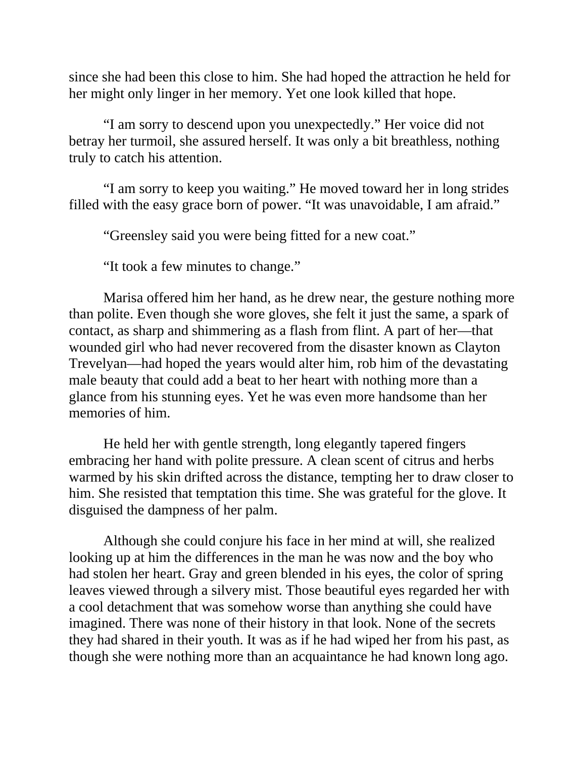since she had been this close to him. She had hoped the attraction he held for her might only linger in her memory. Yet one look killed that hope.

“I am sorry to descend upon you unexpectedly.” Her voice did not betray her turmoil, she assured herself. It was only a bit breathless, nothing truly to catch his attention.

“I am sorry to keep you waiting.” He moved toward her in long strides filled with the easy grace born of power. “It was unavoidable, I am afraid.”

“Greensley said you were being fitted for a new coat.”

“It took a few minutes to change.”

Marisa offered him her hand, as he drew near, the gesture nothing more than polite. Even though she wore gloves, she felt it just the same, a spark of contact, as sharp and shimmering as a flash from flint. A part of her—that wounded girl who had never recovered from the disaster known as Clayton Trevelyan—had hoped the years would alter him, rob him of the devastating male beauty that could add a beat to her heart with nothing more than a glance from his stunning eyes. Yet he was even more handsome than her memories of him.

He held her with gentle strength, long elegantly tapered fingers embracing her hand with polite pressure. A clean scent of citrus and herbs warmed by his skin drifted across the distance, tempting her to draw closer to him. She resisted that temptation this time. She was grateful for the glove. It disguised the dampness of her palm.

Although she could conjure his face in her mind at will, she realized looking up at him the differences in the man he was now and the boy who had stolen her heart. Gray and green blended in his eyes, the color of spring leaves viewed through a silvery mist. Those beautiful eyes regarded her with a cool detachment that was somehow worse than anything she could have imagined. There was none of their history in that look. None of the secrets they had shared in their youth. It was as if he had wiped her from his past, as though she were nothing more than an acquaintance he had known long ago.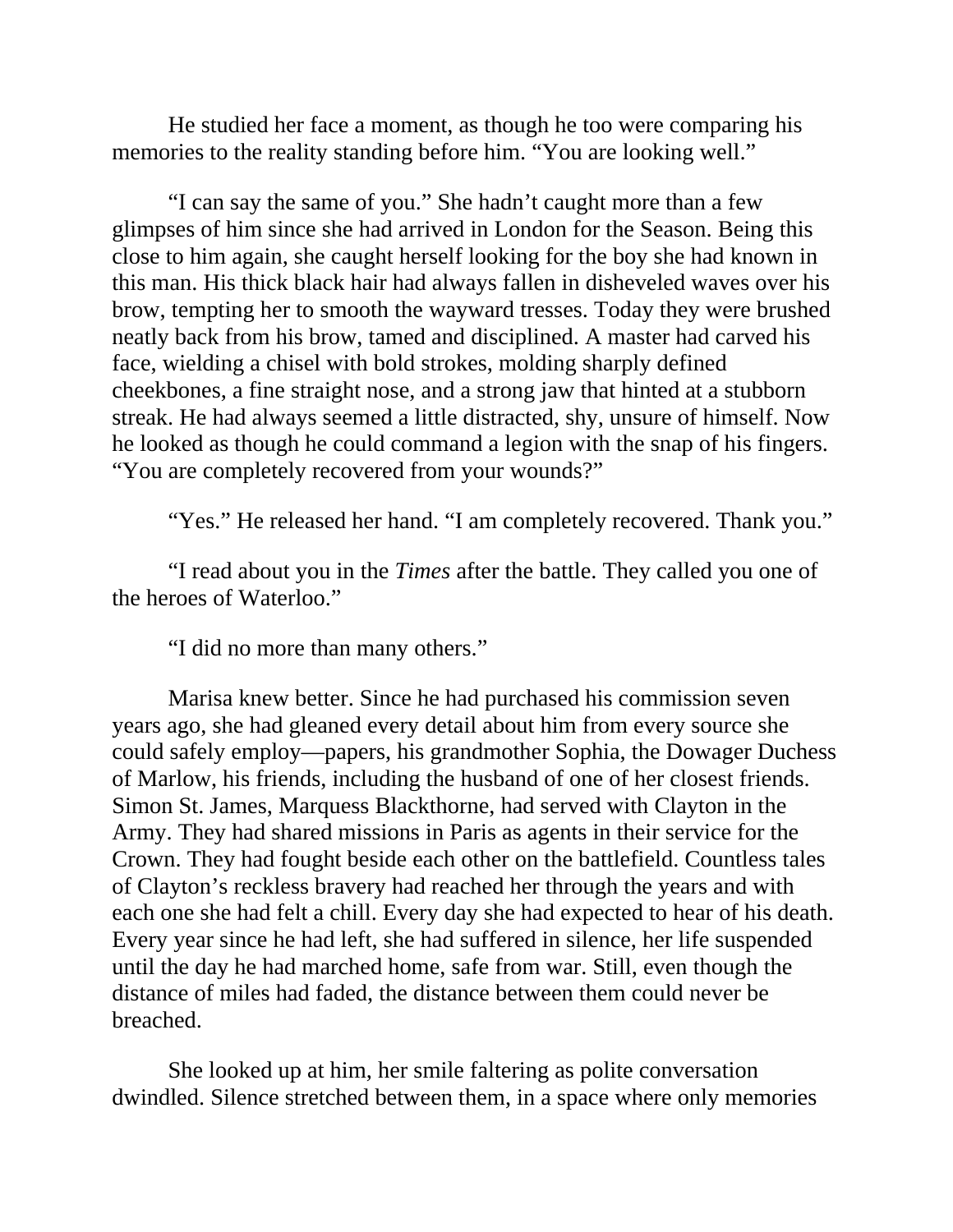He studied her face a moment, as though he too were comparing his memories to the reality standing before him. “You are looking well.”

“I can say the same of you.” She hadn’t caught more than a few glimpses of him since she had arrived in London for the Season. Being this close to him again, she caught herself looking for the boy she had known in this man. His thick black hair had always fallen in disheveled waves over his brow, tempting her to smooth the wayward tresses. Today they were brushed neatly back from his brow, tamed and disciplined. A master had carved his face, wielding a chisel with bold strokes, molding sharply defined cheekbones, a fine straight nose, and a strong jaw that hinted at a stubborn streak. He had always seemed a little distracted, shy, unsure of himself. Now he looked as though he could command a legion with the snap of his fingers. “You are completely recovered from your wounds?”

“Yes.” He released her hand. “I am completely recovered. Thank you.”

“I read about you in the *Times* after the battle. They called you one of the heroes of Waterloo.”

“I did no more than many others.”

Marisa knew better. Since he had purchased his commission seven years ago, she had gleaned every detail about him from every source she could safely employ—papers, his grandmother Sophia, the Dowager Duchess of Marlow, his friends, including the husband of one of her closest friends. Simon St. James, Marquess Blackthorne, had served with Clayton in the Army. They had shared missions in Paris as agents in their service for the Crown. They had fought beside each other on the battlefield. Countless tales of Clayton’s reckless bravery had reached her through the years and with each one she had felt a chill. Every day she had expected to hear of his death. Every year since he had left, she had suffered in silence, her life suspended until the day he had marched home, safe from war. Still, even though the distance of miles had faded, the distance between them could never be breached.

She looked up at him, her smile faltering as polite conversation dwindled. Silence stretched between them, in a space where only memories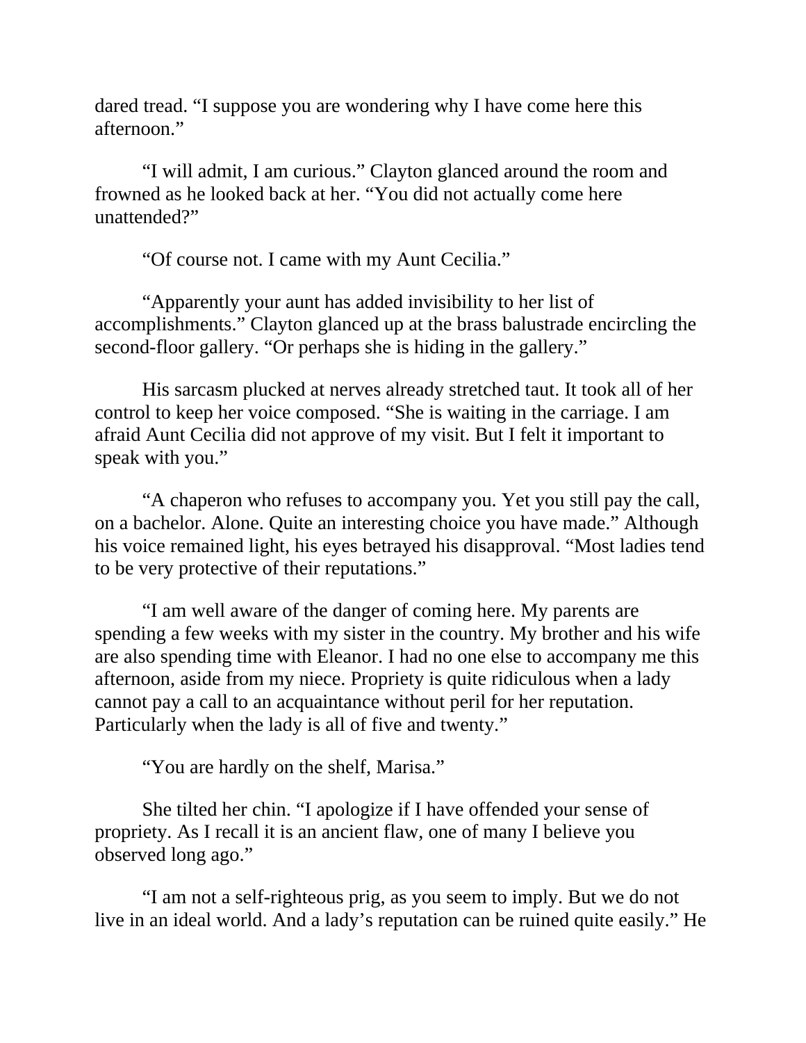dared tread. "I suppose you are wondering why I have come here this afternoon."

"I will admit, I am curious." Clayton glanced around the room and frowned as he looked back at her. "You did not actually come here unattended?"

"Of course not. I came with my Aunt Cecilia."

"Apparently your aunt has added invisibility to her list of accomplishments." Clayton glanced up at the brass balustrade encircling the second-floor gallery. "Or perhaps she is hiding in the gallery."

His sarcasm plucked at nerves already stretched taut. It took all of her control to keep her voice composed. "She is waiting in the carriage. I am afraid Aunt Cecilia did not approve of my visit. But I felt it important to speak with you."

"A chaperon who refuses to accompany you. Yet you still pay the call, on a bachelor. Alone. Quite an interesting choice you have made." Although his voice remained light, his eyes betrayed his disapproval. "Most ladies tend to be very protective of their reputations."

"I am well aware of the danger of coming here. My parents are spending a few weeks with my sister in the country. My brother and his wife are also spending time with Eleanor. I had no one else to accompany me this afternoon, aside from my niece. Propriety is quite ridiculous when a lady cannot pay a call to an acquaintance without peril for her reputation. Particularly when the lady is all of five and twenty."

"You are hardly on the shelf, Marisa."

She tilted her chin. "I apologize if I have offended your sense of propriety. As I recall it is an ancient flaw, one of many I believe you observed long ago."

"I am not a self-righteous prig, as you seem to imply. But we do not live in an ideal world. And a lady's reputation can be ruined quite easily." He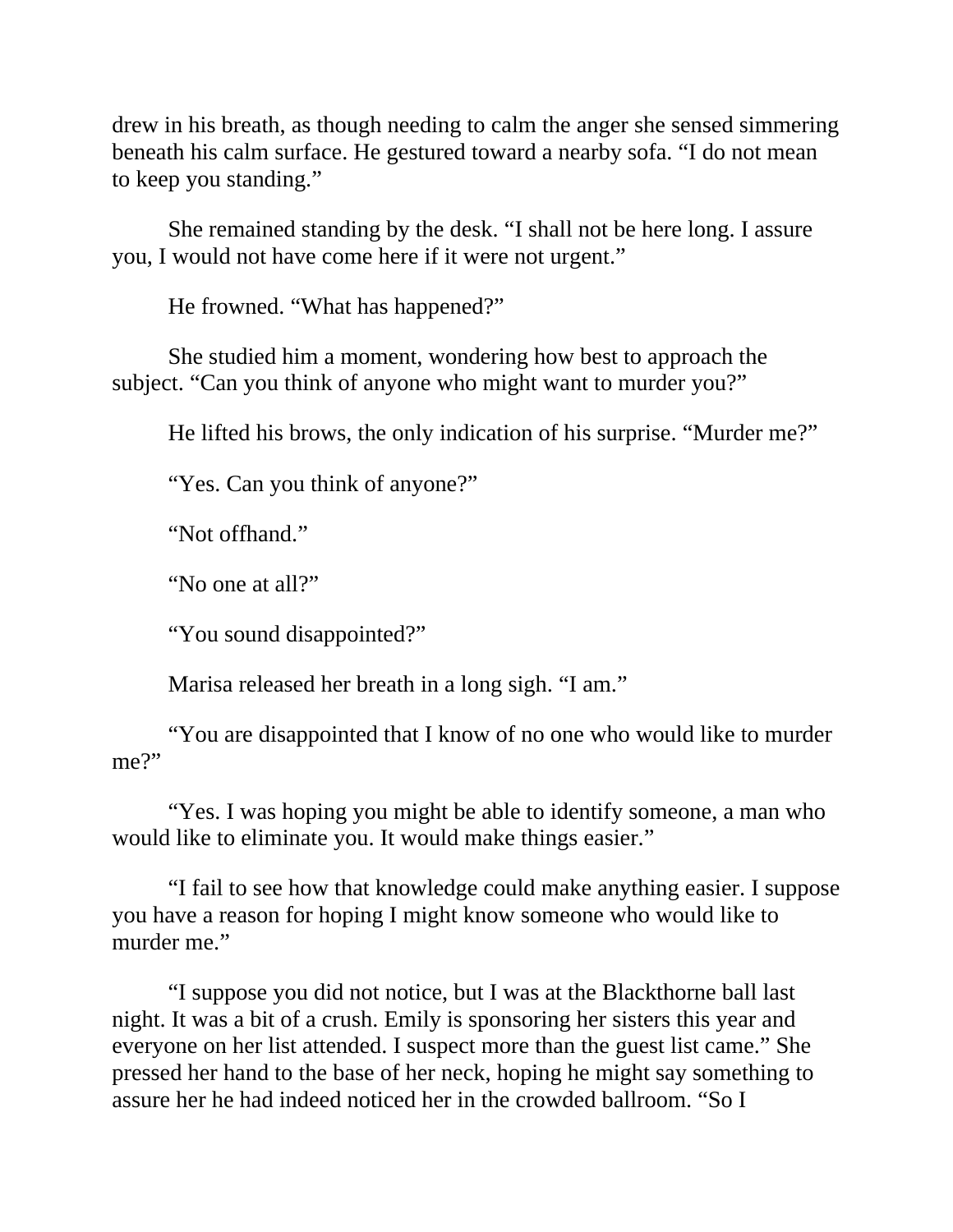drew in his breath, as though needing to calm the anger she sensed simmering beneath his calm surface. He gestured toward a nearby sofa. "I do not mean to keep you standing."

She remained standing by the desk. "I shall not be here long. I assure you, I would not have come here if it were not urgent."

He frowned. "What has happened?"

She studied him a moment, wondering how best to approach the subject. "Can you think of anyone who might want to murder you?"

He lifted his brows, the only indication of his surprise. "Murder me?"

"Yes. Can you think of anyone?"

"Not offhand."

"No one at all?"

"You sound disappointed?"

Marisa released her breath in a long sigh. "I am."

"You are disappointed that I know of no one who would like to murder me?"

"Yes. I was hoping you might be able to identify someone, a man who would like to eliminate you. It would make things easier."

"I fail to see how that knowledge could make anything easier. I suppose you have a reason for hoping I might know someone who would like to murder me."

"I suppose you did not notice, but I was at the Blackthorne ball last night. It was a bit of a crush. Emily is sponsoring her sisters this year and everyone on her list attended. I suspect more than the guest list came." She pressed her hand to the base of her neck, hoping he might say something to assure her he had indeed noticed her in the crowded ballroom. "So I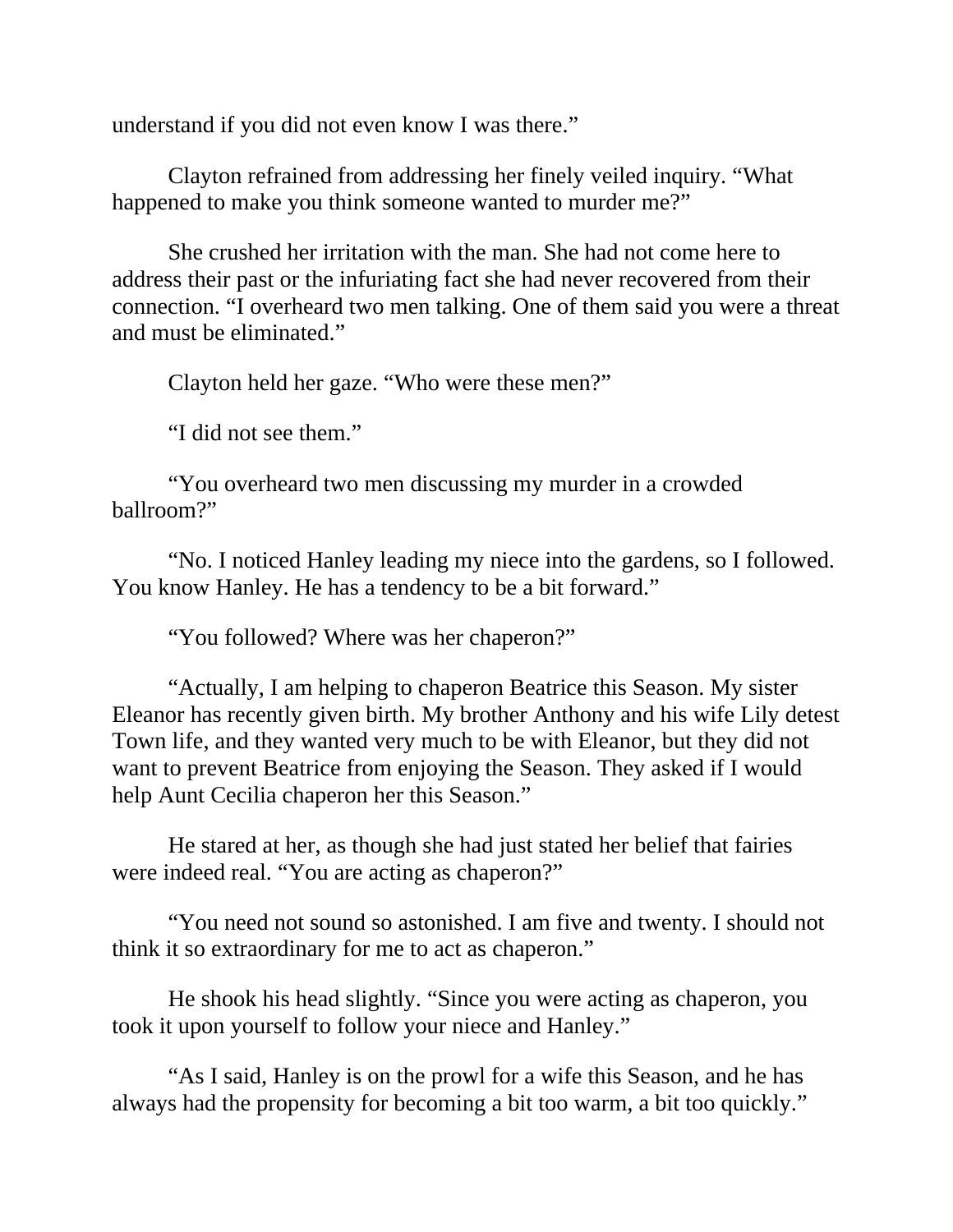understand if you did not even know I was there."

Clayton refrained from addressing her finely veiled inquiry. "What happened to make you think someone wanted to murder me?"

She crushed her irritation with the man. She had not come here to address their past or the infuriating fact she had never recovered from their connection. "I overheard two men talking. One of them said you were a threat and must be eliminated."

Clayton held her gaze. "Who were these men?"

"I did not see them."

"You overheard two men discussing my murder in a crowded ballroom?"

"No. I noticed Hanley leading my niece into the gardens, so I followed. You know Hanley. He has a tendency to be a bit forward."

"You followed? Where was her chaperon?"

"Actually, I am helping to chaperon Beatrice this Season. My sister Eleanor has recently given birth. My brother Anthony and his wife Lily detest Town life, and they wanted very much to be with Eleanor, but they did not want to prevent Beatrice from enjoying the Season. They asked if I would help Aunt Cecilia chaperon her this Season."

He stared at her, as though she had just stated her belief that fairies were indeed real. "You are acting as chaperon?"

"You need not sound so astonished. I am five and twenty. I should not think it so extraordinary for me to act as chaperon."

He shook his head slightly. "Since you were acting as chaperon, you took it upon yourself to follow your niece and Hanley."

"As I said, Hanley is on the prowl for a wife this Season, and he has always had the propensity for becoming a bit too warm, a bit too quickly."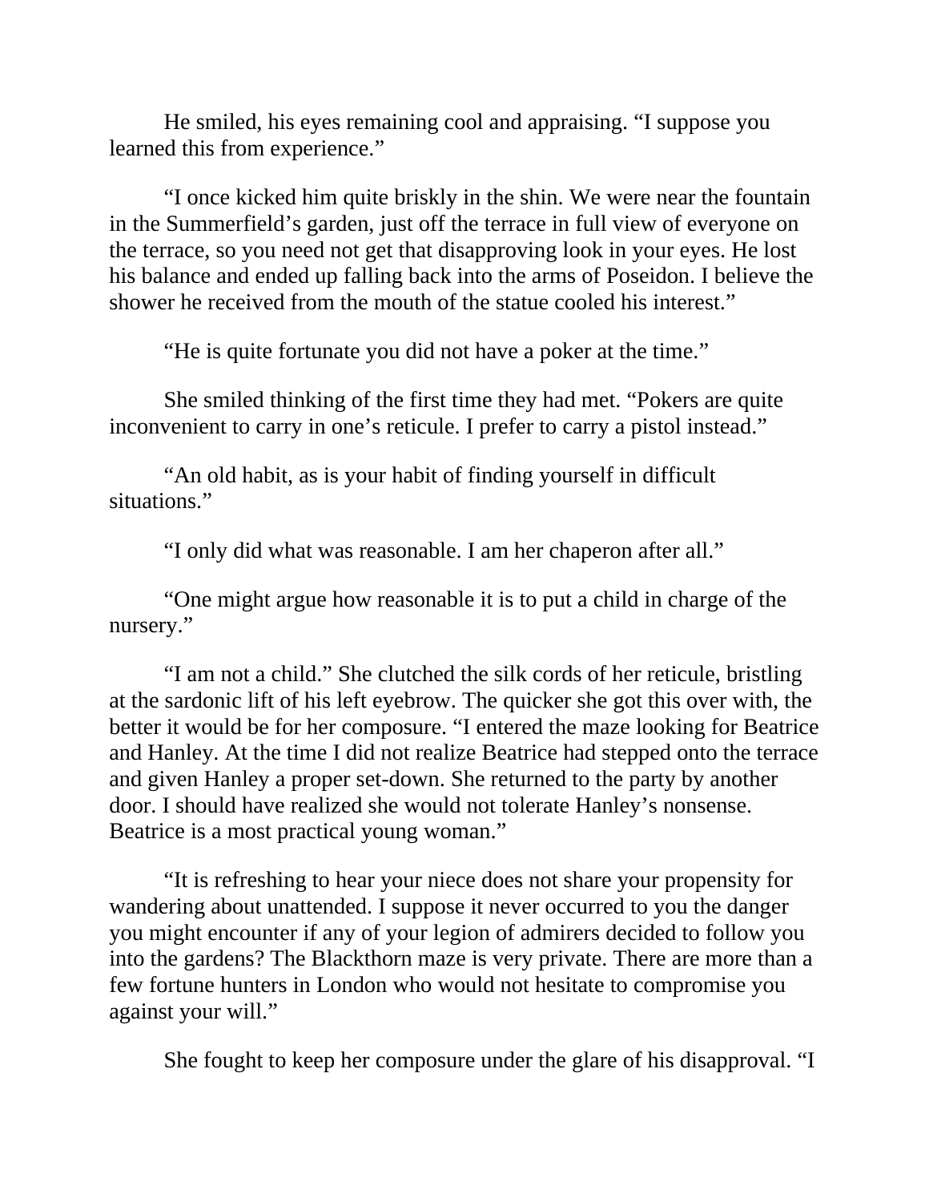He smiled, his eyes remaining cool and appraising. "I suppose you learned this from experience."

"I once kicked him quite briskly in the shin. We were near the fountain in the Summerfield's garden, just off the terrace in full view of everyone on the terrace, so you need not get that disapproving look in your eyes. He lost his balance and ended up falling back into the arms of Poseidon. I believe the shower he received from the mouth of the statue cooled his interest."

"He is quite fortunate you did not have a poker at the time."

She smiled thinking of the first time they had met. "Pokers are quite inconvenient to carry in one's reticule. I prefer to carry a pistol instead."

"An old habit, as is your habit of finding yourself in difficult situations."

"I only did what was reasonable. I am her chaperon after all."

"One might argue how reasonable it is to put a child in charge of the nursery."

"I am not a child." She clutched the silk cords of her reticule, bristling at the sardonic lift of his left eyebrow. The quicker she got this over with, the better it would be for her composure. "I entered the maze looking for Beatrice and Hanley. At the time I did not realize Beatrice had stepped onto the terrace and given Hanley a proper set-down. She returned to the party by another door. I should have realized she would not tolerate Hanley's nonsense. Beatrice is a most practical young woman."

"It is refreshing to hear your niece does not share your propensity for wandering about unattended. I suppose it never occurred to you the danger you might encounter if any of your legion of admirers decided to follow you into the gardens? The Blackthorn maze is very private. There are more than a few fortune hunters in London who would not hesitate to compromise you against your will."

She fought to keep her composure under the glare of his disapproval. "I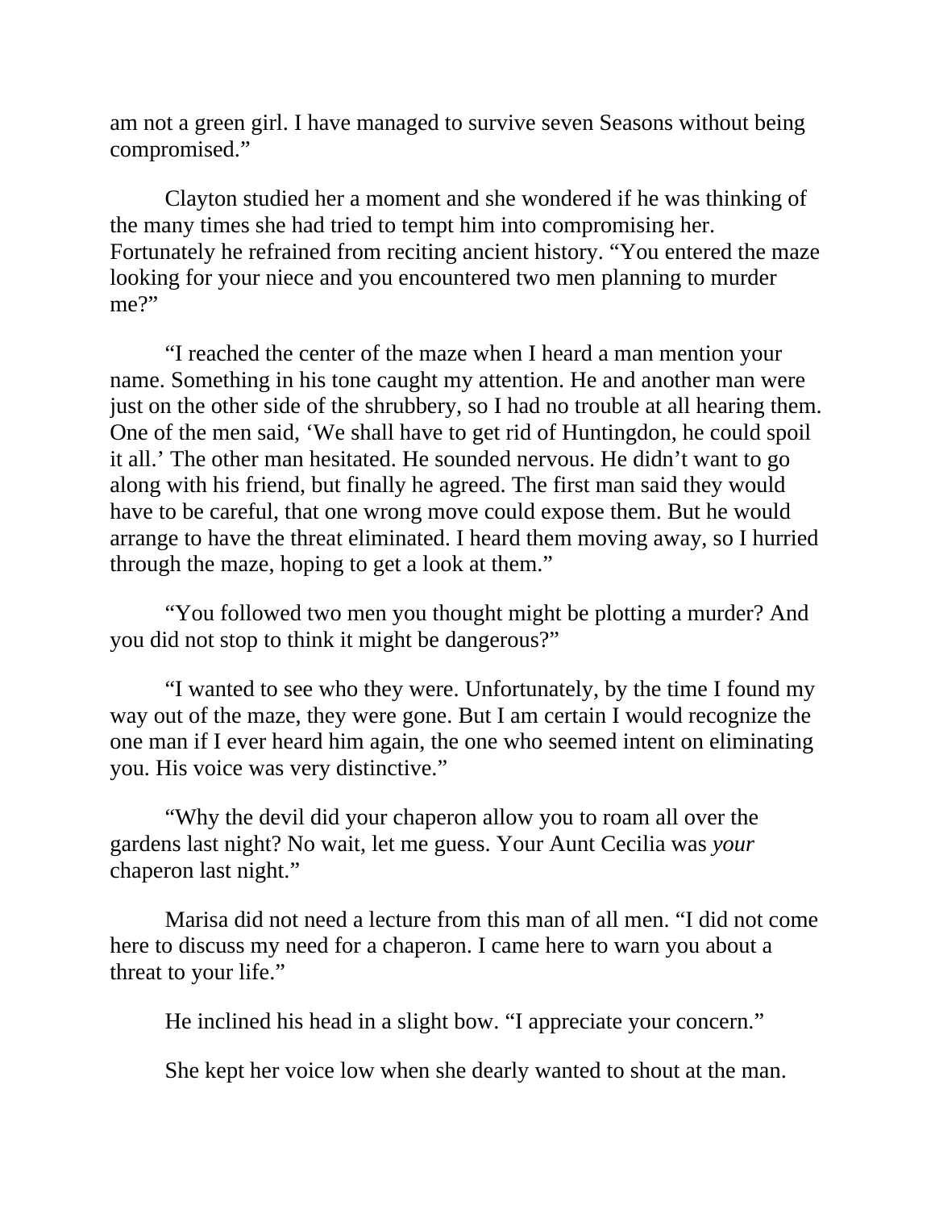am not a green girl. I have managed to survive seven Seasons without being compromised."

Clayton studied her a moment and she wondered if he was thinking of the many times she had tried to tempt him into compromising her. Fortunately he refrained from reciting ancient history. "You entered the maze looking for your niece and you encountered two men planning to murder me?"

"I reached the center of the maze when I heard a man mention your name. Something in his tone caught my attention. He and another man were just on the other side of the shrubbery, so I had no trouble at all hearing them. One of the men said, 'We shall have to get rid of Huntingdon, he could spoil it all.' The other man hesitated. He sounded nervous. He didn't want to go along with his friend, but finally he agreed. The first man said they would have to be careful, that one wrong move could expose them. But he would arrange to have the threat eliminated. I heard them moving away, so I hurried through the maze, hoping to get a look at them."

"You followed two men you thought might be plotting a murder? And you did not stop to think it might be dangerous?"

"I wanted to see who they were. Unfortunately, by the time I found my way out of the maze, they were gone. But I am certain I would recognize the one man if I ever heard him again, the one who seemed intent on eliminating you. His voice was very distinctive."

"Why the devil did your chaperon allow you to roam all over the gardens last night? No wait, let me guess. Your Aunt Cecilia was *your* chaperon last night."

Marisa did not need a lecture from this man of all men. "I did not come here to discuss my need for a chaperon. I came here to warn you about a threat to your life."

He inclined his head in a slight bow. "I appreciate your concern."

She kept her voice low when she dearly wanted to shout at the man.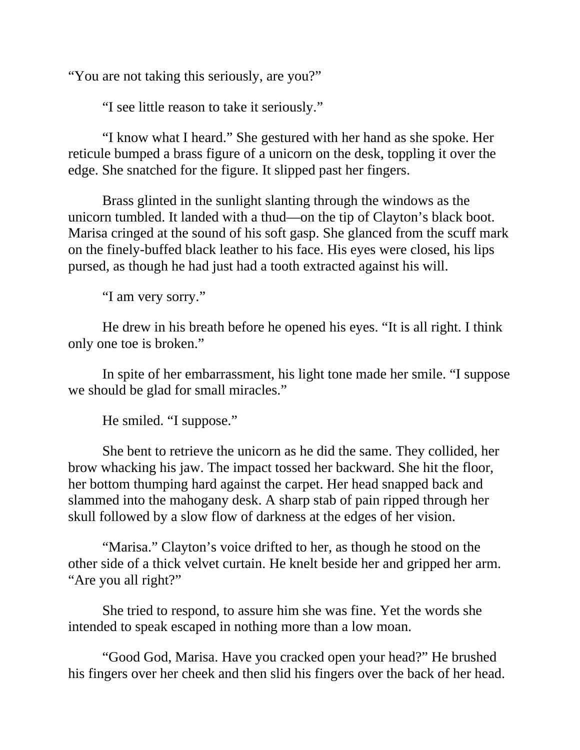“You are not taking this seriously, are you?”

“I see little reason to take it seriously.”

“I know what I heard.” She gestured with her hand as she spoke. Her reticule bumped a brass figure of a unicorn on the desk, toppling it over the edge. She snatched for the figure. It slipped past her fingers.

Brass glinted in the sunlight slanting through the windows as the unicorn tumbled. It landed with a thud—on the tip of Clayton’s black boot. Marisa cringed at the sound of his soft gasp. She glanced from the scuff mark on the finely-buffed black leather to his face. His eyes were closed, his lips pursed, as though he had just had a tooth extracted against his will.

“I am very sorry.”

He drew in his breath before he opened his eyes. “It is all right. I think only one toe is broken.”

In spite of her embarrassment, his light tone made her smile. “I suppose we should be glad for small miracles.”

He smiled. “I suppose.”

She bent to retrieve the unicorn as he did the same. They collided, her brow whacking his jaw. The impact tossed her backward. She hit the floor, her bottom thumping hard against the carpet. Her head snapped back and slammed into the mahogany desk. A sharp stab of pain ripped through her skull followed by a slow flow of darkness at the edges of her vision.

“Marisa.” Clayton’s voice drifted to her, as though he stood on the other side of a thick velvet curtain. He knelt beside her and gripped her arm. “Are you all right?”

She tried to respond, to assure him she was fine. Yet the words she intended to speak escaped in nothing more than a low moan.

“Good God, Marisa. Have you cracked open your head?” He brushed his fingers over her cheek and then slid his fingers over the back of her head.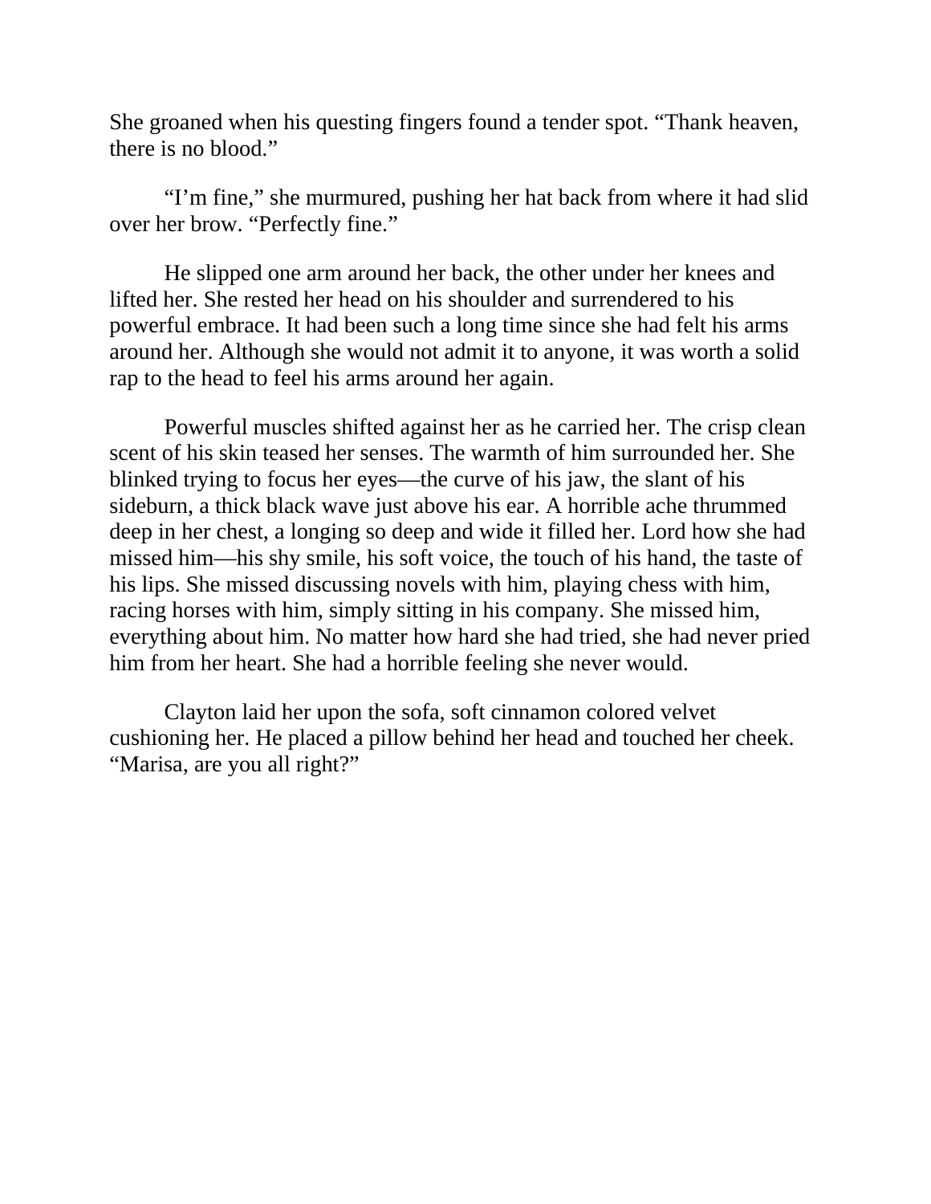She groaned when his questing fingers found a tender spot. “Thank heaven, there is no blood.”

“I’m fine,” she murmured, pushing her hat back from where it had slid over her brow. “Perfectly fine.”

He slipped one arm around her back, the other under her knees and lifted her. She rested her head on his shoulder and surrendered to his powerful embrace. It had been such a long time since she had felt his arms around her. Although she would not admit it to anyone, it was worth a solid rap to the head to feel his arms around her again.

Powerful muscles shifted against her as he carried her. The crisp clean scent of his skin teased her senses. The warmth of him surrounded her. She blinked trying to focus her eyes—the curve of his jaw, the slant of his sideburn, a thick black wave just above his ear. A horrible ache thrummed deep in her chest, a longing so deep and wide it filled her. Lord how she had missed him—his shy smile, his soft voice, the touch of his hand, the taste of his lips. She missed discussing novels with him, playing chess with him, racing horses with him, simply sitting in his company. She missed him, everything about him. No matter how hard she had tried, she had never pried him from her heart. She had a horrible feeling she never would.

Clayton laid her upon the sofa, soft cinnamon colored velvet cushioning her. He placed a pillow behind her head and touched her cheek. “Marisa, are you all right?”